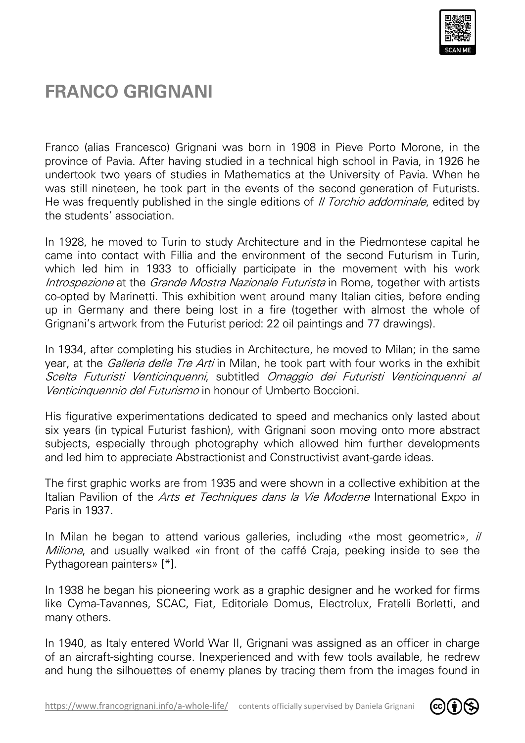# FRANCO GRIGNANI

Franco (alias Francesco) Grignani was born in 1908 in Pieve Porto Morone, in the province of Pavia. After having studied in a technical high school in Pavia, in 1926 he undertook two years of studies in Mathematics at the University of Pavia. When he was still nineteen, he took part in the events of the second generation of Futurists. He was frequently published in the single editions of *Il Torchio addominale*, edited by the students' association.

In 1928, he moved to Turin to study Architecture and in the Piedmontese capital he came into contact with Fillia and the environment of the second Futurism in Turin, which led him in 1933 to officially participate in the movement with his work *Introspezione* at the *Grande Mostra Nazionale Futurista* in Rome, together with artists co-opted by Marinetti. This exhibition went around many Italian cities, before ending up in Germany and there being lost in a fire (together with almost the whole of Grignani's artwork from the Futurist period: 22 oil paintings and 77 drawings).

In 1934, after completing his studies in Architecture, he moved to Milan; in the same year, at the *Galleria delle Tre Arti* in Milan, he took part with four works in the exhibit *Scelta Futuristi Venticinquenni*, subtitled *Omaggio dei Futuristi Venticinquenni al Venticinquennio del Futurismo* in honour of Umberto Boccioni.

His figurative experimentations dedicated to speed and mechanics only lasted about six years (in typical Futurist fashion), with Grignani soon moving onto more abstract subjects, especially through photography which allowed him further developments and led him to appreciate Abstractionist and Constructivist avant-garde ideas.

The first graphic works are from 1935 and were shown in a collective exhibition at the Italian Pavilion of the *Arts et Techniques dans la Vie Moderne* International Expo in Paris in 1937.

In Milan he began to attend various galleries, including «the most geometric», *il Milione*, and usually walked «in front of the caffé Craja, peeking inside to see the Pythagorean painters» [*].

In 1938 he began his pioneering work as a graphic designer and he worked for firms like Cyma-Tavannes, SCAC, Fiat, Editoriale Domus, Electrolux, Fratelli Borletti, and many others.

In 1940, as Italy entered World War II, Grignani was assigned as an officer in charge of an aircraft-sighting course. Inexperienced and with few tools available, he redrew and hung the silhouettes of enemy planes by tracing them from the images found in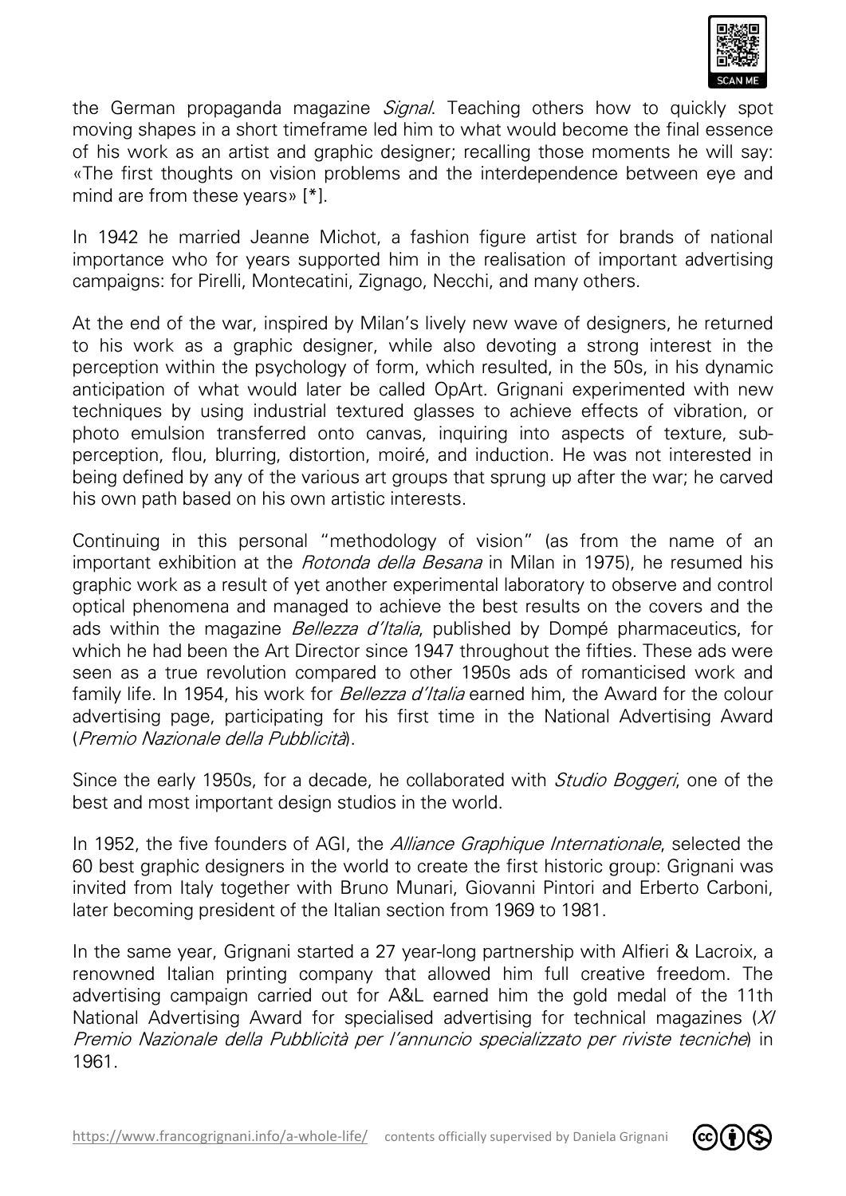the German propaganda magazine *Signal*. Teaching others how to quickly spot moving shapes in a short timeframe led him to what would become the final essence of his work as an artist and graphic designer; recalling those moments he will say: «The first thoughts on vision problems and the interdependence between eye and mind are from these years» [*].

In 1942 he married Jeanne Michot, a fashion figure artist for brands of national importance who for years supported him in the realisation of important advertising campaigns: for Pirelli, Montecatini, Zignago, Necchi, and many others.

At the end of the war, inspired by Milan's lively new wave of designers, he returned to his work as a graphic designer, while also devoting a strong interest in the perception within the psychology of form, which resulted, in the 50s, in his dynamic anticipation of what would later be called OpArt. Grignani experimented with new techniques by using industrial textured glasses to achieve effects of vibration, or photo emulsion transferred onto canvas, inquiring into aspects of texture, sub-perception, flou, blurring, distortion, moiré, and induction. He was not interested in being defined by any of the various art groups that sprung up after the war; he carved his own path based on his own artistic interests.

Continuing in this personal "methodology of vision" (as from the name of an important exhibition at the *Rotonda della Besana* in Milan in 1975), he resumed his graphic work as a result of yet another experimental laboratory to observe and control optical phenomena and managed to achieve the best results on the covers and the ads within the magazine *Bellezza d'Italia*, published by Dompé pharmaceutics, for which he had been the Art Director since 1947 throughout the fifties. These ads were seen as a true revolution compared to other 1950s ads of romanticised work and family life. In 1954, his work for *Bellezza d'Italia* earned him, the Award for the colour advertising page, participating for his first time in the National Advertising Award (*Premio Nazionale della Pubblicità*).

Since the early 1950s, for a decade, he collaborated with *Studio Boggeri*, one of the best and most important design studios in the world.

In 1952, the five founders of AGI, the *Alliance Graphique Internationale*, selected the 60 best graphic designers in the world to create the first historic group: Grignani was invited from Italy together with Bruno Munari, Giovanni Pintori and Erberto Carboni, later becoming president of the Italian section from 1969 to 1981.

In the same year, Grignani started a 27 year-long partnership with Alfieri & Lacroix, a renowned Italian printing company that allowed him full creative freedom. The advertising campaign carried out for A&L earned him the gold medal of the 11th National Advertising Award for specialised advertising for technical magazines (*XI Premio Nazionale della Pubblicità per l'annuncio specializzato per riviste tecniche*) in 1961.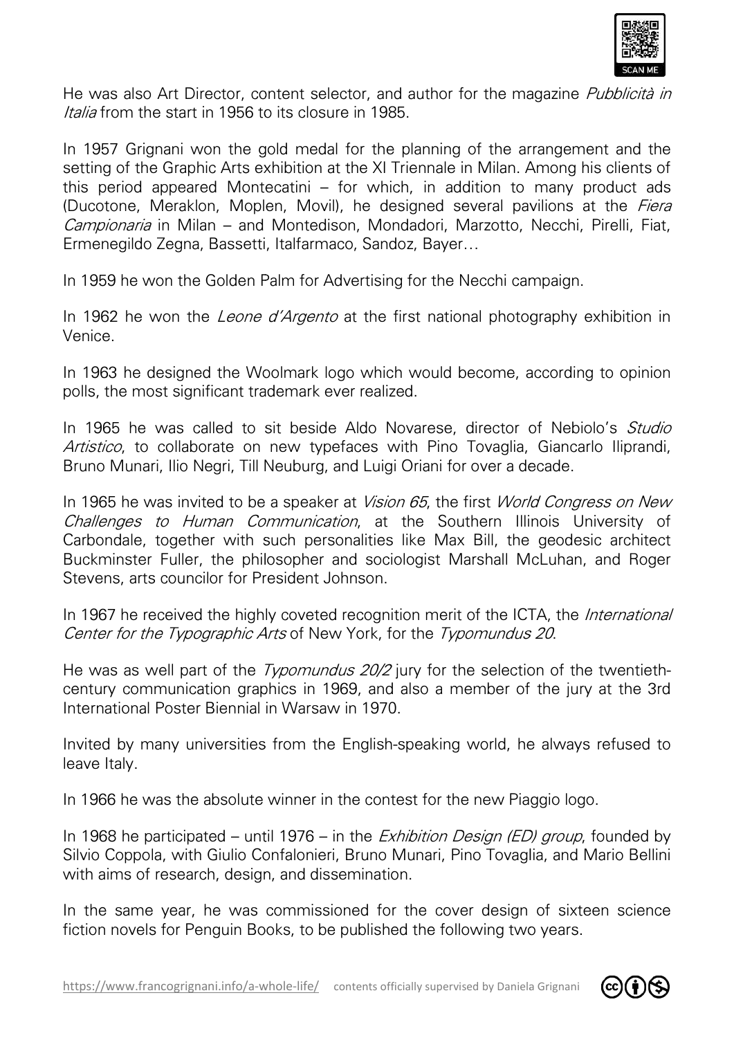He was also Art Director, content selector, and author for the magazine *Pubblicità in Italia* from the start in 1956 to its closure in 1985.

In 1957 Grignani won the gold medal for the planning of the arrangement and the setting of the Graphic Arts exhibition at the XI Triennale in Milan. Among his clients of this period appeared Montecatini – for which, in addition to many product ads (Ducotone, Meraklon, Moplen, Movil), he designed several pavilions at the *Fiera Campionaria* in Milan – and Montedison, Mondadori, Marzotto, Necchi, Pirelli, Fiat, Ermenegildo Zegna, Bassetti, Italfarmaco, Sandoz, Bayer…

In 1959 he won the Golden Palm for Advertising for the Necchi campaign.

In 1962 he won the *Leone d'Argento* at the first national photography exhibition in Venice.

In 1963 he designed the Woolmark logo which would become, according to opinion polls, the most significant trademark ever realized.

In 1965 he was called to sit beside Aldo Novarese, director of Nebiolo's *Studio Artistico*, to collaborate on new typefaces with Pino Tovaglia, Giancarlo Iliprandi, Bruno Munari, Ilio Negri, Till Neuburg, and Luigi Oriani for over a decade.

In 1965 he was invited to be a speaker at *Vision 65*, the first *World Congress on New Challenges to Human Communication*, at the Southern Illinois University of Carbondale, together with such personalities like Max Bill, the geodesic architect Buckminster Fuller, the philosopher and sociologist Marshall McLuhan, and Roger Stevens, arts councilor for President Johnson.

In 1967 he received the highly coveted recognition merit of the ICTA, the *International Center for the Typographic Arts* of New York, for the *Typomundus 20*.

He was as well part of the *Typomundus 20/2* jury for the selection of the twentieth-century communication graphics in 1969, and also a member of the jury at the 3rd International Poster Biennial in Warsaw in 1970.

Invited by many universities from the English-speaking world, he always refused to leave Italy.

In 1966 he was the absolute winner in the contest for the new Piaggio logo.

In 1968 he participated – until 1976 – in the *Exhibition Design (ED) group*, founded by Silvio Coppola, with Giulio Confalonieri, Bruno Munari, Pino Tovaglia, and Mario Bellini with aims of research, design, and dissemination.

In the same year, he was commissioned for the cover design of sixteen science fiction novels for Penguin Books, to be published the following two years.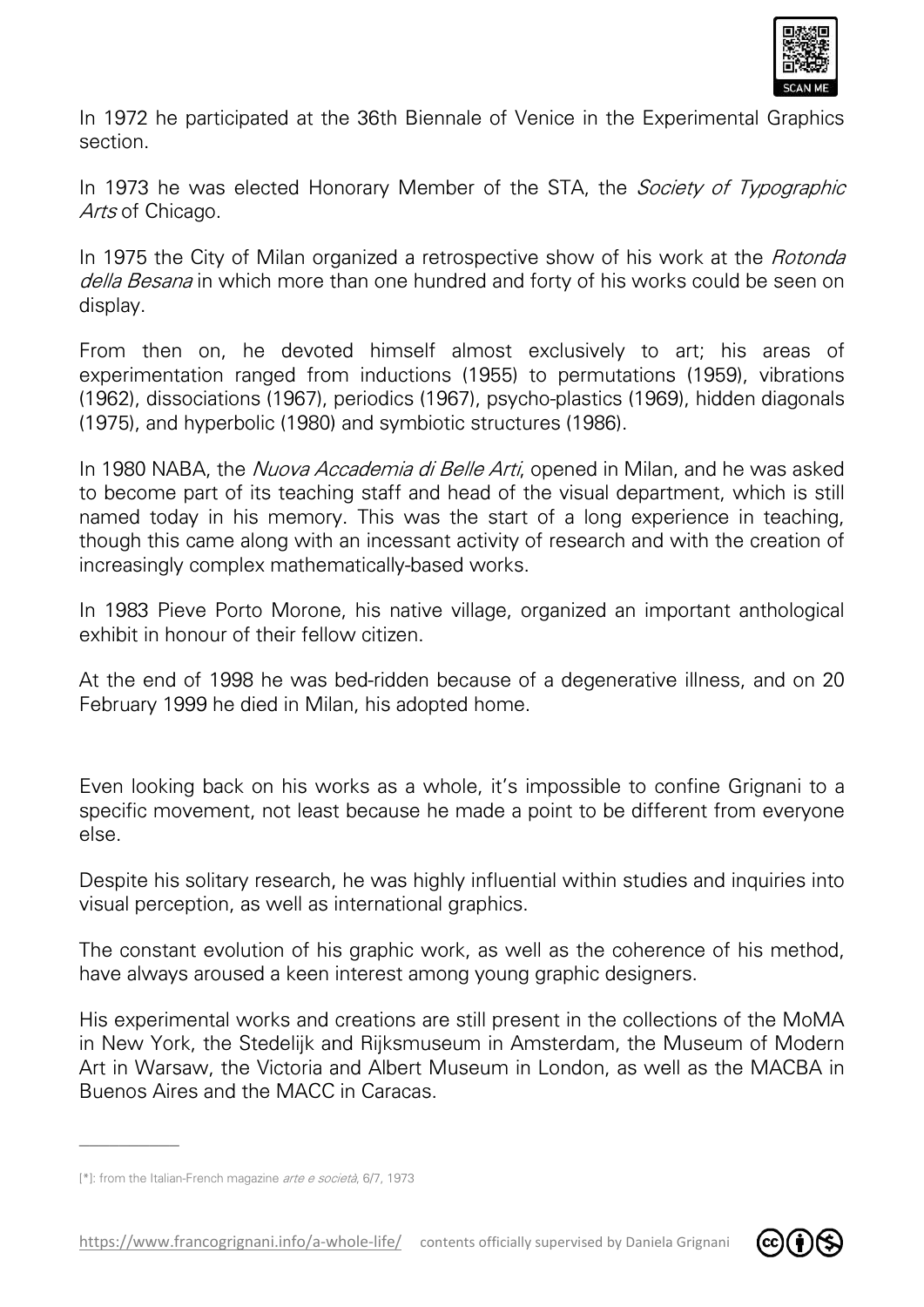In 1972 he participated at the 36th Biennale of Venice in the Experimental Graphics section.

In 1973 he was elected Honorary Member of the STA, the *Society of Typographic Arts* of Chicago.

In 1975 the City of Milan organized a retrospective show of his work at the *Rotonda della Besana* in which more than one hundred and forty of his works could be seen on display.

From then on, he devoted himself almost exclusively to art; his areas of experimentation ranged from inductions (1955) to permutations (1959), vibrations (1962), dissociations (1967), periodics (1967), psycho-plastics (1969), hidden diagonals (1975), and hyperbolic (1980) and symbiotic structures (1986).

In 1980 NABA, the *Nuova Accademia di Belle Arti*, opened in Milan, and he was asked to become part of its teaching staff and head of the visual department, which is still named today in his memory. This was the start of a long experience in teaching, though this came along with an incessant activity of research and with the creation of increasingly complex mathematically-based works.

In 1983 Pieve Porto Morone, his native village, organized an important anthological exhibit in honour of their fellow citizen.

At the end of 1998 he was bed-ridden because of a degenerative illness, and on 20 February 1999 he died in Milan, his adopted home.

Even looking back on his works as a whole, it's impossible to confine Grignani to a specific movement, not least because he made a point to be different from everyone else.

Despite his solitary research, he was highly influential within studies and inquiries into visual perception, as well as international graphics.

The constant evolution of his graphic work, as well as the coherence of his method, have always aroused a keen interest among young graphic designers.

His experimental works and creations are still present in the collections of the MoMA in New York, the Stedelijk and Rijksmuseum in Amsterdam, the Museum of Modern Art in Warsaw, the Victoria and Albert Museum in London, as well as the MACBA in Buenos Aires and the MACC in Caracas.

---

[*]: from the Italian-French magazine *arte e società*, 6/7, 1973